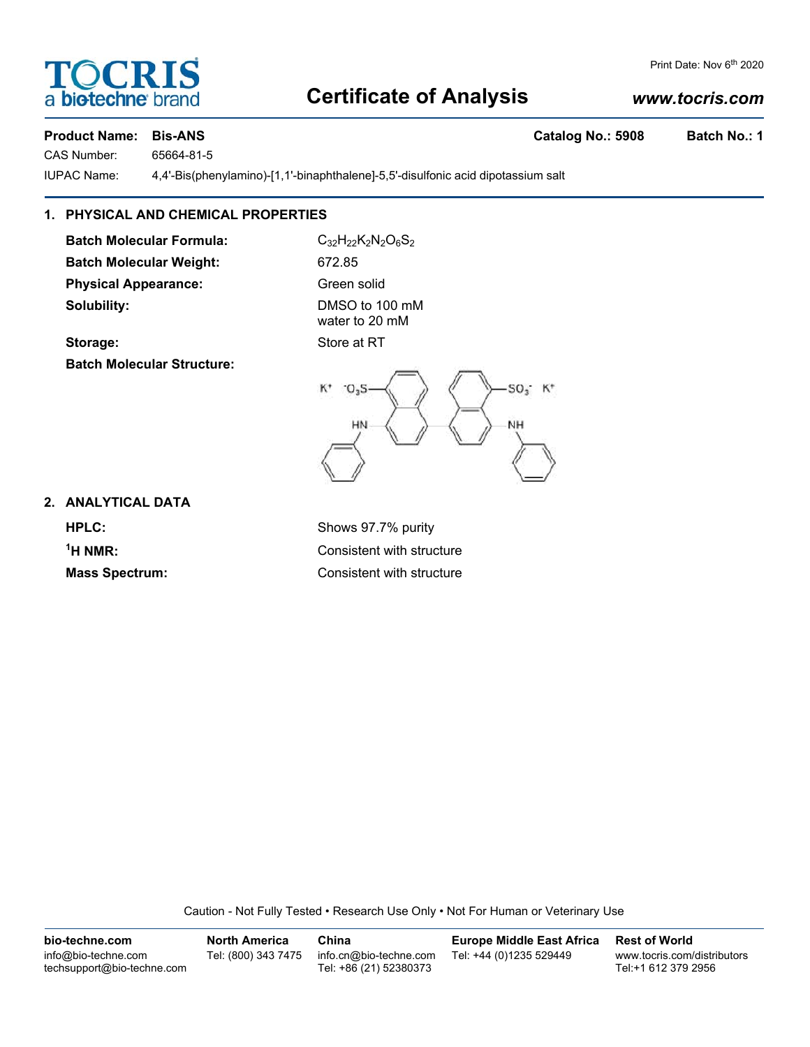Print Date: Nov 6th 2020

# TOCRIS a biotechne brand

# Certificate of Analysis

*www.tocris.com*

**Product Name: Bis-ANS** **Catalog No.: 5908** **Batch No.: 1**

CAS Number: 65664-81-5

IUPAC Name: 4,4'-Bis(phenylamino)-[1,1'-binaphthalene]-5,5'-disulfonic acid dipotassium salt

## 1. PHYSICAL AND CHEMICAL PROPERTIES

**Batch Molecular Formula:** $C_{32}H_{22}K_2N_2O_6S_2$

**Batch Molecular Weight:** 672.85

**Physical Appearance:** Green solid

**Solubility:** DMSO to 100 mM
water to 20 mM

**Storage:** Store at RT

**Batch Molecular Structure:**

## 2. ANALYTICAL DATA

**HPLC:** Shows 97.7% purity

**$^1$H NMR:** Consistent with structure

**Mass Spectrum:** Consistent with structure

Caution - Not Fully Tested • Research Use Only • Not For Human or Veterinary Use

| bio-techne.com | North America | China | Europe Middle East Africa | Rest of World |
| --- | --- | --- | --- | --- |
| info@bio-techne.com<br>techsupport@bio-techne.com | Tel: (800) 343 7475 | info.cn@bio-techne.com<br>Tel: +86 (21) 52380373 | Tel: +44 (0)1235 529449 | www.tocris.com/distributors<br>Tel:+1 612 379 2956 |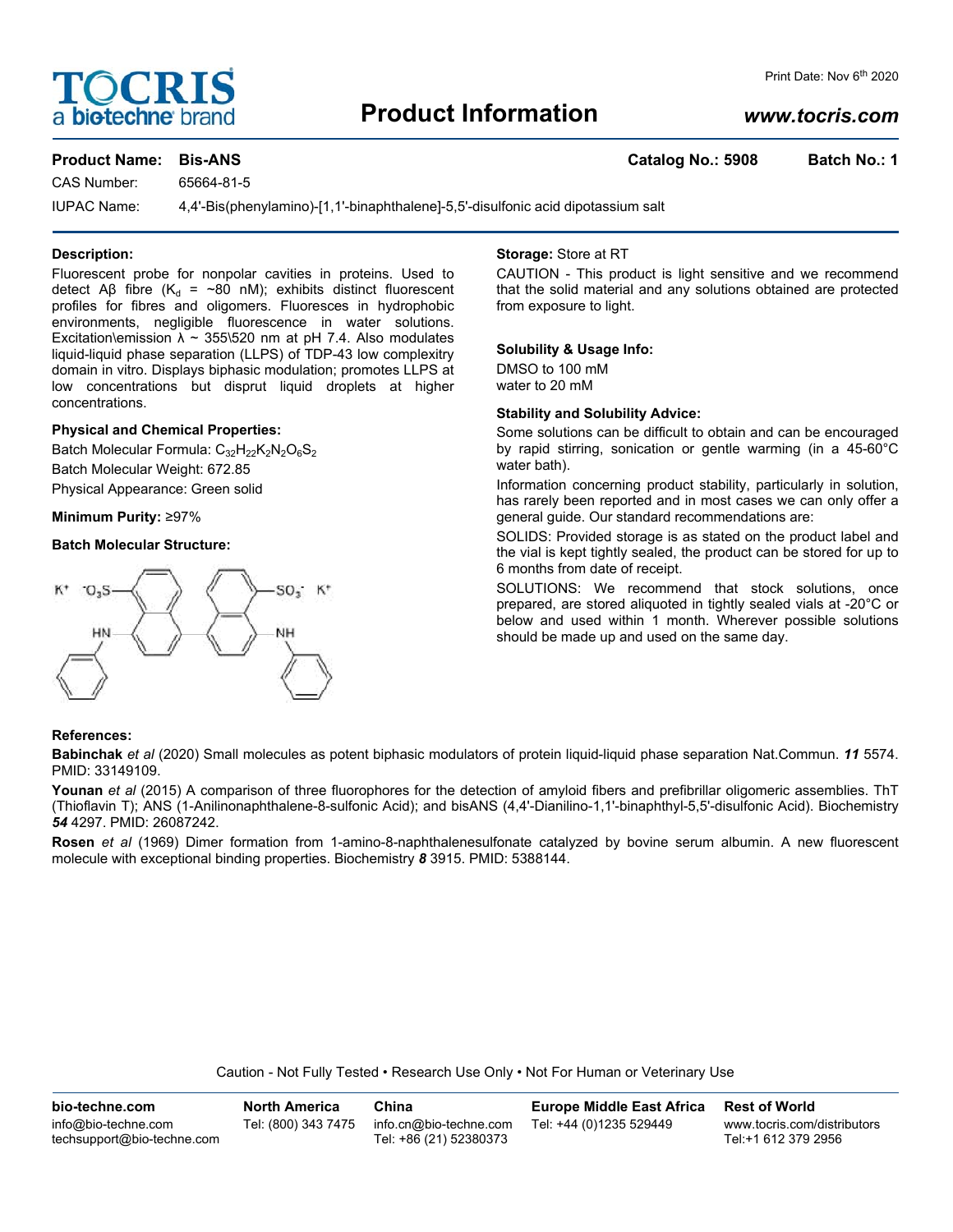# TOCRIS
a bio-techne brand

# Product Information

www.tocris.com

Print Date: Nov 6th 2020

**Product Name: Bis-ANS** **Catalog No.: 5908** **Batch No.: 1**

CAS Number: 65664-81-5

IUPAC Name: 4,4'-Bis(phenylamino)-[1,1'-binaphthalene]-5,5'-disulfonic acid dipotassium salt

### Description:

Fluorescent probe for nonpolar cavities in proteins. Used to detect Aβ fibre ($K_d$ = ~80 nM); exhibits distinct fluorescent profiles for fibres and oligomers. Fluoresces in hydrophobic environments, negligible fluorescence in water solutions. Excitation\emission λ ~ 355\520 nm at pH 7.4. Also modulates liquid-liquid phase separation (LLPS) of TDP-43 low complexitry domain in vitro. Displays biphasic modulation; promotes LLPS at low concentrations but disprut liquid droplets at higher concentrations.

### Physical and Chemical Properties:

Batch Molecular Formula: $C_{32}H_{22}K_2N_2O_6S_2$

Batch Molecular Weight: 672.85

Physical Appearance: Green solid

**Minimum Purity:** ≥97%

### Batch Molecular Structure:

K+ -O3S— —SO3- K+
HN NH

### Storage: Store at RT

CAUTION - This product is light sensitive and we recommend that the solid material and any solutions obtained are protected from exposure to light.

### Solubility & Usage Info:

DMSO to 100 mM
water to 20 mM

### Stability and Solubility Advice:

Some solutions can be difficult to obtain and can be encouraged by rapid stirring, sonication or gentle warming (in a 45-60°C water bath).

Information concerning product stability, particularly in solution, has rarely been reported and in most cases we can only offer a general guide. Our standard recommendations are:

SOLIDS: Provided storage is as stated on the product label and the vial is kept tightly sealed, the product can be stored for up to 6 months from date of receipt.

SOLUTIONS: We recommend that stock solutions, once prepared, are stored aliquoted in tightly sealed vials at -20°C or below and used within 1 month. Wherever possible solutions should be made up and used on the same day.

### References:

**Babinchak** *et al* (2020) Small molecules as potent biphasic modulators of protein liquid-liquid phase separation Nat.Commun. ***11*** 5574. PMID: 33149109.

**Younan** *et al* (2015) A comparison of three fluorophores for the detection of amyloid fibers and prefibrillar oligomeric assemblies. ThT (Thioflavin T); ANS (1-Anilinonaphthalene-8-sulfonic Acid); and bisANS (4,4'-Dianilino-1,1'-binaphthyl-5,5'-disulfonic Acid). Biochemistry ***54*** 4297. PMID: 26087242.

**Rosen** *et al* (1969) Dimer formation from 1-amino-8-naphthalenesulfonate catalyzed by bovine serum albumin. A new fluorescent molecule with exceptional binding properties. Biochemistry ***8*** 3915. PMID: 5388144.

Caution - Not Fully Tested • Research Use Only • Not For Human or Veterinary Use

**bio-techne.com**
info@bio-techne.com
techsupport@bio-techne.com

**North America**
Tel: (800) 343 7475

**China**
info.cn@bio-techne.com
Tel: +86 (21) 52380373

**Europe Middle East Africa**
Tel: +44 (0)1235 529449

**Rest of World**
www.tocris.com/distributors
Tel:+1 612 379 2956